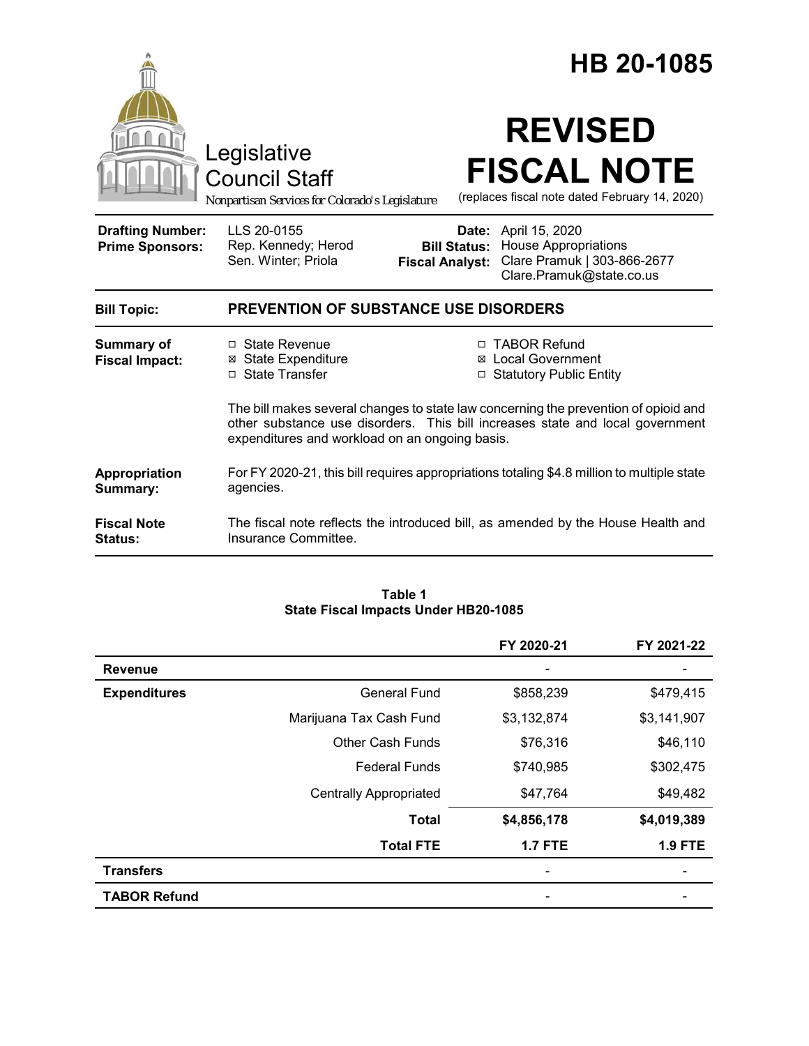# HB 20-1085

Legislative Council Staff

*Nonpartisan Services for Colorado's Legislature*

# REVISED FISCAL NOTE

(replaces fiscal note dated February 14, 2020)

| | | | |
|---|---|---|---|
| **Drafting Number:** | LLS 20-0155 | **Date:** | April 15, 2020 |
| **Prime Sponsors:** | Rep. Kennedy; Herod<br>Sen. Winter; Priola | **Bill Status:** | House Appropriations |
| | | **Fiscal Analyst:** | Clare Pramuk \| 303-866-2677<br>Clare.Pramuk@state.co.us |

**Bill Topic:** **PREVENTION OF SUBSTANCE USE DISORDERS**

**Summary of Fiscal Impact:**

- ☐ State Revenue
- ☒ State Expenditure
- ☐ State Transfer
- ☐ TABOR Refund
- ☒ Local Government
- ☐ Statutory Public Entity

The bill makes several changes to state law concerning the prevention of opioid and other substance use disorders. This bill increases state and local government expenditures and workload on an ongoing basis.

**Appropriation Summary:** For FY 2020-21, this bill requires appropriations totaling $4.8 million to multiple state agencies.

**Fiscal Note Status:** The fiscal note reflects the introduced bill, as amended by the House Health and Insurance Committee.

**Table 1**
**State Fiscal Impacts Under HB20-1085**

| | | FY 2020-21 | FY 2021-22 |
|---|---|---|---|
| **Revenue** | | - | - |
| **Expenditures** | General Fund | $858,239 | $479,415 |
| | Marijuana Tax Cash Fund | $3,132,874 | $3,141,907 |
| | Other Cash Funds | $76,316 | $46,110 |
| | Federal Funds | $740,985 | $302,475 |
| | Centrally Appropriated | $47,764 | $49,482 |
| | **Total** | **$4,856,178** | **$4,019,389** |
| | **Total FTE** | **1.7 FTE** | **1.9 FTE** |
| **Transfers** | | - | - |
| **TABOR Refund** | | - | - |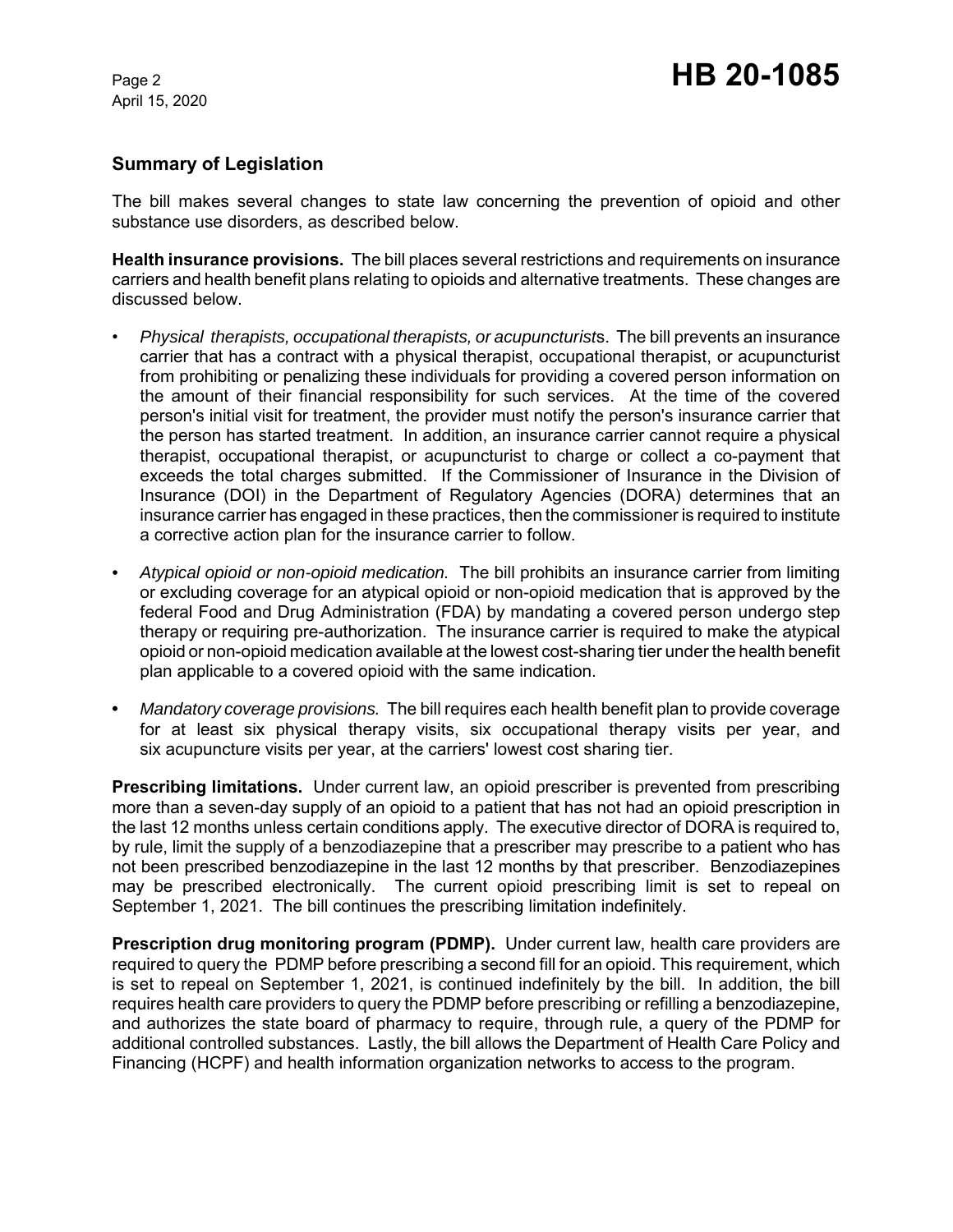## Summary of Legislation

The bill makes several changes to state law concerning the prevention of opioid and other substance use disorders, as described below.

**Health insurance provisions.** The bill places several restrictions and requirements on insurance carriers and health benefit plans relating to opioids and alternative treatments. These changes are discussed below.

- *Physical therapists, occupational therapists, or acupuncturist*s. The bill prevents an insurance carrier that has a contract with a physical therapist, occupational therapist, or acupuncturist from prohibiting or penalizing these individuals for providing a covered person information on the amount of their financial responsibility for such services. At the time of the covered person's initial visit for treatment, the provider must notify the person's insurance carrier that the person has started treatment. In addition, an insurance carrier cannot require a physical therapist, occupational therapist, or acupuncturist to charge or collect a co-payment that exceeds the total charges submitted. If the Commissioner of Insurance in the Division of Insurance (DOI) in the Department of Regulatory Agencies (DORA) determines that an insurance carrier has engaged in these practices, then the commissioner is required to institute a corrective action plan for the insurance carrier to follow.
- *Atypical opioid or non-opioid medication.* The bill prohibits an insurance carrier from limiting or excluding coverage for an atypical opioid or non-opioid medication that is approved by the federal Food and Drug Administration (FDA) by mandating a covered person undergo step therapy or requiring pre-authorization. The insurance carrier is required to make the atypical opioid or non-opioid medication available at the lowest cost-sharing tier under the health benefit plan applicable to a covered opioid with the same indication.
- *Mandatory coverage provisions.* The bill requires each health benefit plan to provide coverage for at least six physical therapy visits, six occupational therapy visits per year, and six acupuncture visits per year, at the carriers' lowest cost sharing tier.

**Prescribing limitations.** Under current law, an opioid prescriber is prevented from prescribing more than a seven-day supply of an opioid to a patient that has not had an opioid prescription in the last 12 months unless certain conditions apply. The executive director of DORA is required to, by rule, limit the supply of a benzodiazepine that a prescriber may prescribe to a patient who has not been prescribed benzodiazepine in the last 12 months by that prescriber. Benzodiazepines may be prescribed electronically. The current opioid prescribing limit is set to repeal on September 1, 2021. The bill continues the prescribing limitation indefinitely.

**Prescription drug monitoring program (PDMP).** Under current law, health care providers are required to query the PDMP before prescribing a second fill for an opioid. This requirement, which is set to repeal on September 1, 2021, is continued indefinitely by the bill. In addition, the bill requires health care providers to query the PDMP before prescribing or refilling a benzodiazepine, and authorizes the state board of pharmacy to require, through rule, a query of the PDMP for additional controlled substances. Lastly, the bill allows the Department of Health Care Policy and Financing (HCPF) and health information organization networks to access to the program.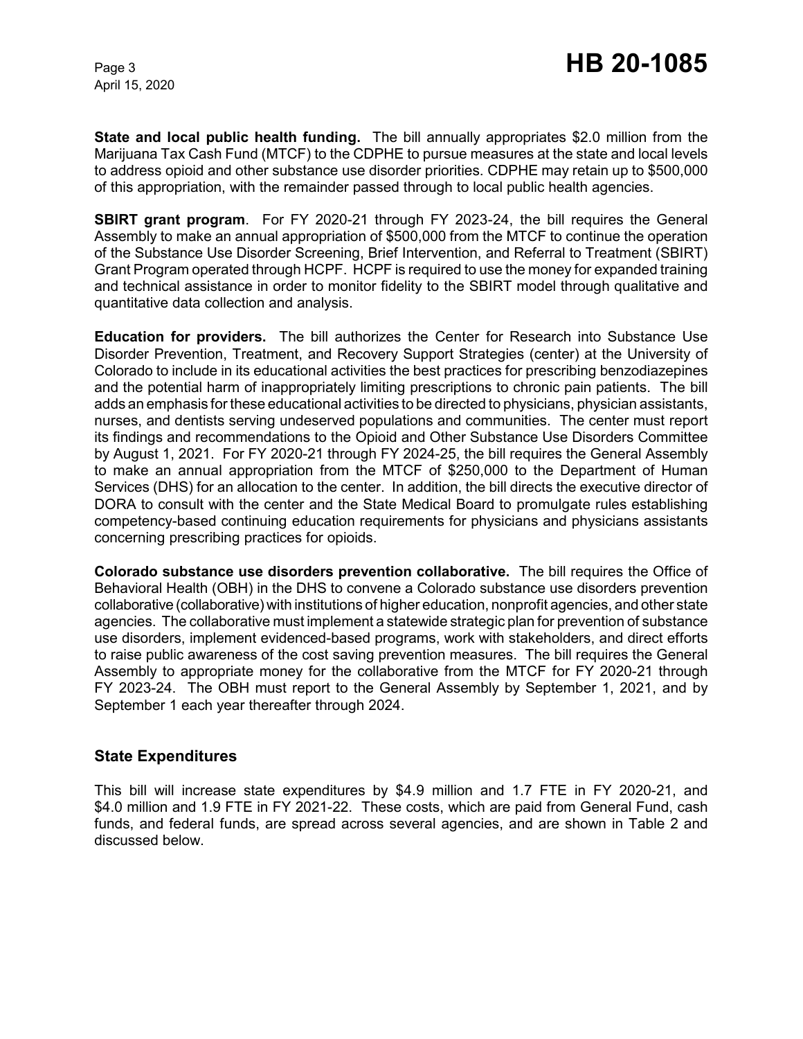**State and local public health funding.** The bill annually appropriates $2.0 million from the Marijuana Tax Cash Fund (MTCF) to the CDPHE to pursue measures at the state and local levels to address opioid and other substance use disorder priorities. CDPHE may retain up to $500,000 of this appropriation, with the remainder passed through to local public health agencies.

**SBIRT grant program**. For FY 2020-21 through FY 2023-24, the bill requires the General Assembly to make an annual appropriation of $500,000 from the MTCF to continue the operation of the Substance Use Disorder Screening, Brief Intervention, and Referral to Treatment (SBIRT) Grant Program operated through HCPF. HCPF is required to use the money for expanded training and technical assistance in order to monitor fidelity to the SBIRT model through qualitative and quantitative data collection and analysis.

**Education for providers.** The bill authorizes the Center for Research into Substance Use Disorder Prevention, Treatment, and Recovery Support Strategies (center) at the University of Colorado to include in its educational activities the best practices for prescribing benzodiazepines and the potential harm of inappropriately limiting prescriptions to chronic pain patients. The bill adds an emphasis for these educational activities to be directed to physicians, physician assistants, nurses, and dentists serving undeserved populations and communities. The center must report its findings and recommendations to the Opioid and Other Substance Use Disorders Committee by August 1, 2021. For FY 2020-21 through FY 2024-25, the bill requires the General Assembly to make an annual appropriation from the MTCF of $250,000 to the Department of Human Services (DHS) for an allocation to the center. In addition, the bill directs the executive director of DORA to consult with the center and the State Medical Board to promulgate rules establishing competency-based continuing education requirements for physicians and physicians assistants concerning prescribing practices for opioids.

**Colorado substance use disorders prevention collaborative.** The bill requires the Office of Behavioral Health (OBH) in the DHS to convene a Colorado substance use disorders prevention collaborative (collaborative) with institutions of higher education, nonprofit agencies, and other state agencies. The collaborative must implement a statewide strategic plan for prevention of substance use disorders, implement evidenced-based programs, work with stakeholders, and direct efforts to raise public awareness of the cost saving prevention measures. The bill requires the General Assembly to appropriate money for the collaborative from the MTCF for FY 2020-21 through FY 2023-24. The OBH must report to the General Assembly by September 1, 2021, and by September 1 each year thereafter through 2024.

## State Expenditures

This bill will increase state expenditures by $4.9 million and 1.7 FTE in FY 2020-21, and $4.0 million and 1.9 FTE in FY 2021-22. These costs, which are paid from General Fund, cash funds, and federal funds, are spread across several agencies, and are shown in Table 2 and discussed below.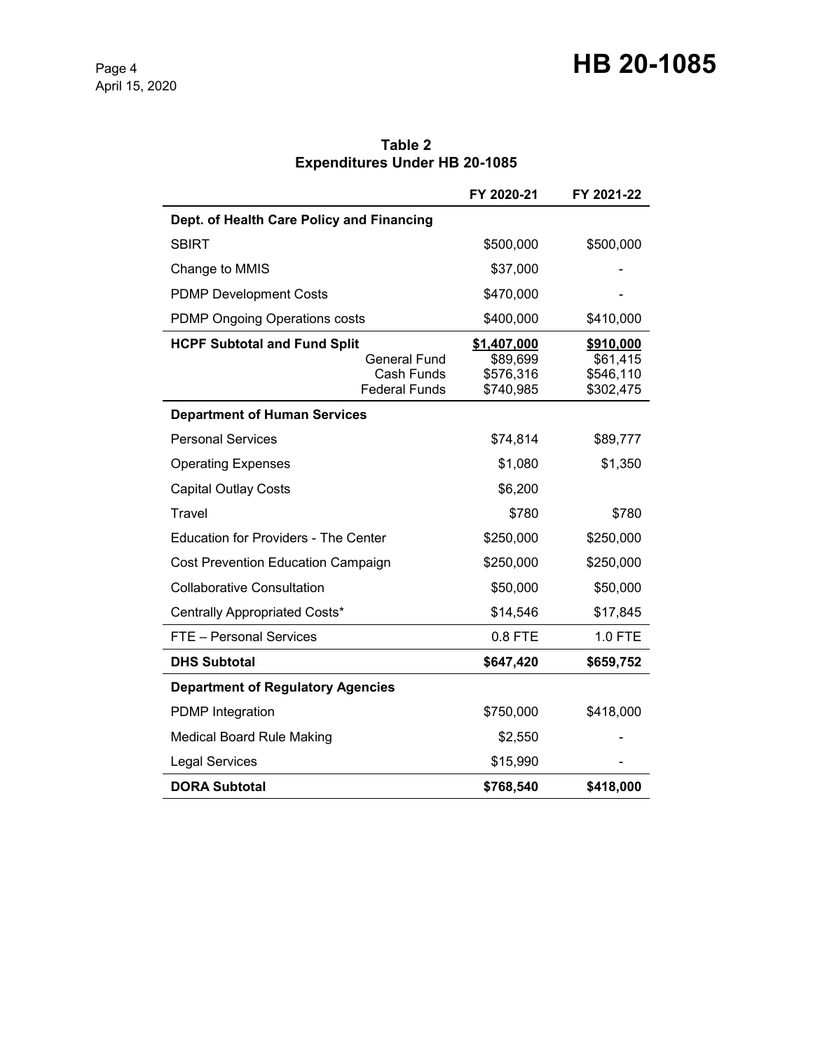**Table 2**
**Expenditures Under HB 20-1085**

| | FY 2020-21 | FY 2021-22 |
|---|---|---|
| **Dept. of Health Care Policy and Financing** | | |
| SBIRT | $500,000 | $500,000 |
| Change to MMIS | $37,000 | - |
| PDMP Development Costs | $470,000 | - |
| PDMP Ongoing Operations costs | $400,000 | $410,000 |
| **HCPF Subtotal and Fund Split** | **$1,407,000** | **$910,000** |
| General Fund | $89,699 | $61,415 |
| Cash Funds | $576,316 | $546,110 |
| Federal Funds | $740,985 | $302,475 |
| **Department of Human Services** | | |
| Personal Services | $74,814 | $89,777 |
| Operating Expenses | $1,080 | $1,350 |
| Capital Outlay Costs | $6,200 | |
| Travel | $780 | $780 |
| Education for Providers - The Center | $250,000 | $250,000 |
| Cost Prevention Education Campaign | $250,000 | $250,000 |
| Collaborative Consultation | $50,000 | $50,000 |
| Centrally Appropriated Costs* | $14,546 | $17,845 |
| FTE – Personal Services | 0.8 FTE | 1.0 FTE |
| **DHS Subtotal** | **$647,420** | **$659,752** |
| **Department of Regulatory Agencies** | | |
| PDMP Integration | $750,000 | $418,000 |
| Medical Board Rule Making | $2,550 | - |
| Legal Services | $15,990 | - |
| **DORA Subtotal** | **$768,540** | **$418,000** |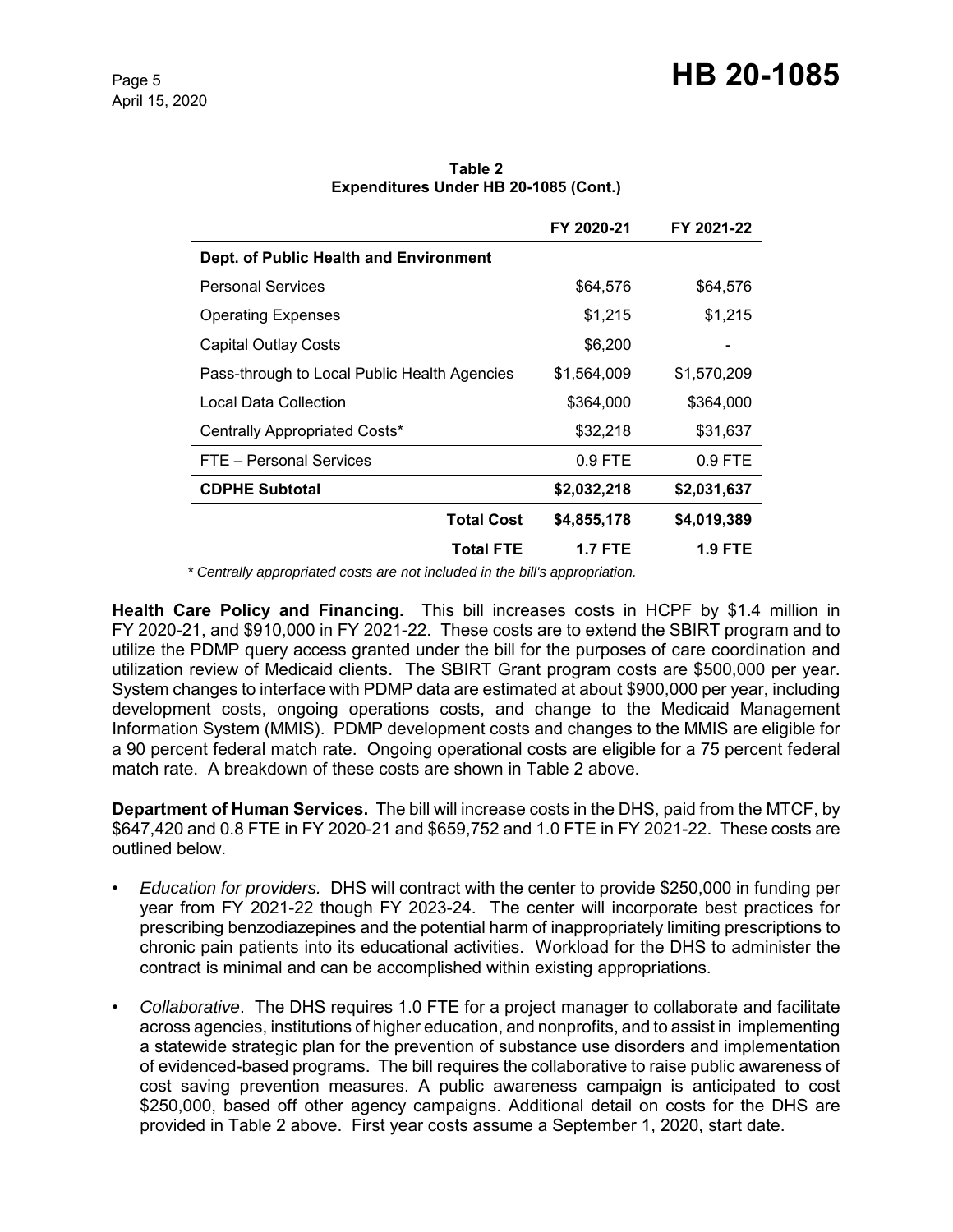**Table 2**
**Expenditures Under HB 20-1085 (Cont.)**

| | FY 2020-21 | FY 2021-22 |
|---|---|---|
| **Dept. of Public Health and Environment** | | |
| Personal Services | $64,576 | $64,576 |
| Operating Expenses | $1,215 | $1,215 |
| Capital Outlay Costs | $6,200 | - |
| Pass-through to Local Public Health Agencies | $1,564,009 | $1,570,209 |
| Local Data Collection | $364,000 | $364,000 |
| Centrally Appropriated Costs* | $32,218 | $31,637 |
| FTE – Personal Services | 0.9 FTE | 0.9 FTE |
| **CDPHE Subtotal** | **$2,032,218** | **$2,031,637** |
| **Total Cost** | **$4,855,178** | **$4,019,389** |
| **Total FTE** | **1.7 FTE** | **1.9 FTE** |

*\* Centrally appropriated costs are not included in the bill's appropriation.*

**Health Care Policy and Financing.** This bill increases costs in HCPF by $1.4 million in FY 2020-21, and $910,000 in FY 2021-22. These costs are to extend the SBIRT program and to utilize the PDMP query access granted under the bill for the purposes of care coordination and utilization review of Medicaid clients. The SBIRT Grant program costs are $500,000 per year. System changes to interface with PDMP data are estimated at about $900,000 per year, including development costs, ongoing operations costs, and change to the Medicaid Management Information System (MMIS). PDMP development costs and changes to the MMIS are eligible for a 90 percent federal match rate. Ongoing operational costs are eligible for a 75 percent federal match rate. A breakdown of these costs are shown in Table 2 above.

**Department of Human Services.** The bill will increase costs in the DHS, paid from the MTCF, by $647,420 and 0.8 FTE in FY 2020-21 and $659,752 and 1.0 FTE in FY 2021-22. These costs are outlined below.

- *Education for providers.* DHS will contract with the center to provide $250,000 in funding per year from FY 2021-22 though FY 2023-24. The center will incorporate best practices for prescribing benzodiazepines and the potential harm of inappropriately limiting prescriptions to chronic pain patients into its educational activities. Workload for the DHS to administer the contract is minimal and can be accomplished within existing appropriations.
- *Collaborative*. The DHS requires 1.0 FTE for a project manager to collaborate and facilitate across agencies, institutions of higher education, and nonprofits, and to assist in implementing a statewide strategic plan for the prevention of substance use disorders and implementation of evidenced-based programs. The bill requires the collaborative to raise public awareness of cost saving prevention measures. A public awareness campaign is anticipated to cost $250,000, based off other agency campaigns. Additional detail on costs for the DHS are provided in Table 2 above. First year costs assume a September 1, 2020, start date.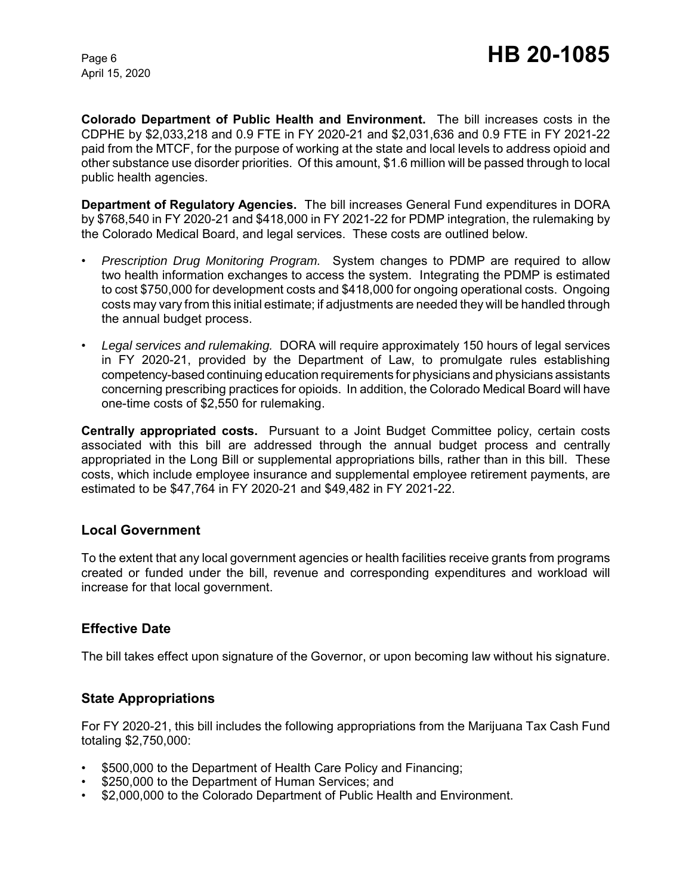**Colorado Department of Public Health and Environment.** The bill increases costs in the CDPHE by $2,033,218 and 0.9 FTE in FY 2020-21 and $2,031,636 and 0.9 FTE in FY 2021-22 paid from the MTCF, for the purpose of working at the state and local levels to address opioid and other substance use disorder priorities. Of this amount, $1.6 million will be passed through to local public health agencies.

**Department of Regulatory Agencies.** The bill increases General Fund expenditures in DORA by $768,540 in FY 2020-21 and $418,000 in FY 2021-22 for PDMP integration, the rulemaking by the Colorado Medical Board, and legal services. These costs are outlined below.

- *Prescription Drug Monitoring Program.* System changes to PDMP are required to allow two health information exchanges to access the system. Integrating the PDMP is estimated to cost $750,000 for development costs and $418,000 for ongoing operational costs. Ongoing costs may vary from this initial estimate; if adjustments are needed they will be handled through the annual budget process.
- *Legal services and rulemaking.* DORA will require approximately 150 hours of legal services in FY 2020-21, provided by the Department of Law, to promulgate rules establishing competency-based continuing education requirements for physicians and physicians assistants concerning prescribing practices for opioids. In addition, the Colorado Medical Board will have one-time costs of $2,550 for rulemaking.

**Centrally appropriated costs.** Pursuant to a Joint Budget Committee policy, certain costs associated with this bill are addressed through the annual budget process and centrally appropriated in the Long Bill or supplemental appropriations bills, rather than in this bill. These costs, which include employee insurance and supplemental employee retirement payments, are estimated to be $47,764 in FY 2020-21 and $49,482 in FY 2021-22.

## Local Government

To the extent that any local government agencies or health facilities receive grants from programs created or funded under the bill, revenue and corresponding expenditures and workload will increase for that local government.

## Effective Date

The bill takes effect upon signature of the Governor, or upon becoming law without his signature.

## State Appropriations

For FY 2020-21, this bill includes the following appropriations from the Marijuana Tax Cash Fund totaling $2,750,000:

- $500,000 to the Department of Health Care Policy and Financing;
- $250,000 to the Department of Human Services; and
- $2,000,000 to the Colorado Department of Public Health and Environment.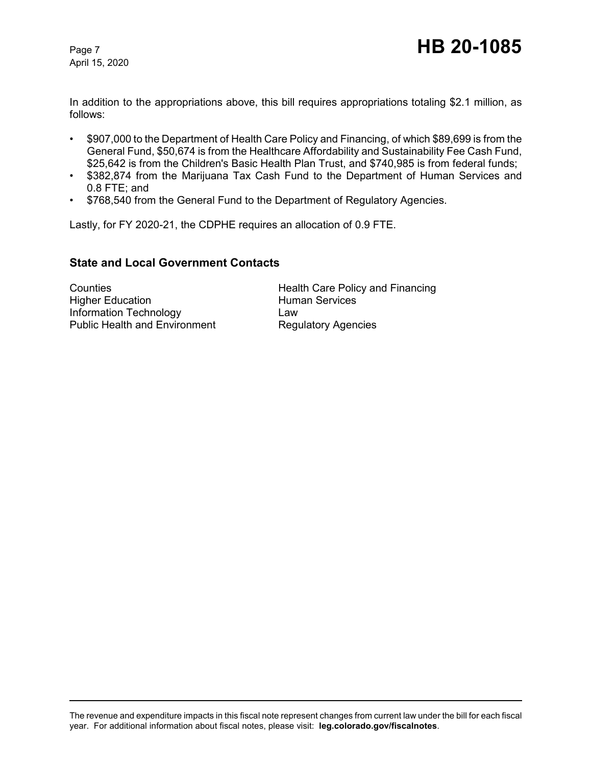In addition to the appropriations above, this bill requires appropriations totaling $2.1 million, as follows:

- $907,000 to the Department of Health Care Policy and Financing, of which $89,699 is from the General Fund, $50,674 is from the Healthcare Affordability and Sustainability Fee Cash Fund, $25,642 is from the Children's Basic Health Plan Trust, and $740,985 is from federal funds;
- $382,874 from the Marijuana Tax Cash Fund to the Department of Human Services and 0.8 FTE; and
- $768,540 from the General Fund to the Department of Regulatory Agencies.

Lastly, for FY 2020-21, the CDPHE requires an allocation of 0.9 FTE.

### State and Local Government Contacts

Counties
Health Care Policy and Financing
Higher Education
Human Services
Information Technology
Law
Public Health and Environment
Regulatory Agencies

The revenue and expenditure impacts in this fiscal note represent changes from current law under the bill for each fiscal year. For additional information about fiscal notes, please visit: **leg.colorado.gov/fiscalnotes**.